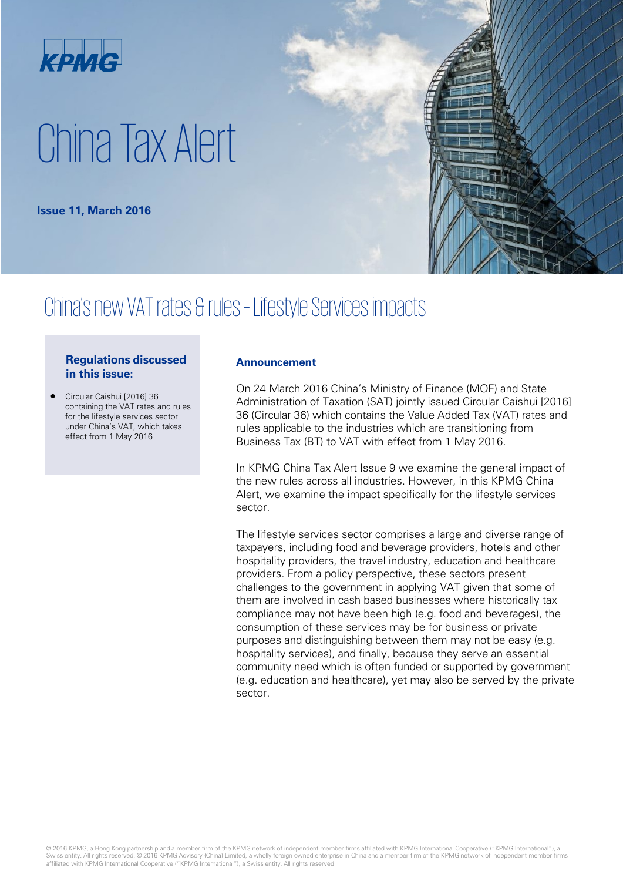KPMG

# China Tax Alert

**Issue 11, March 2016**

## China's new VAT rates & rules – Lifestyle Services impacts

**Regulations discussed in this issue:**

- Circular Caishui [2016] 36 containing the VAT rates and rules for the lifestyle services sector under China's VAT, which takes effect from 1 May 2016

### Announcement

On 24 March 2016 China's Ministry of Finance (MOF) and State Administration of Taxation (SAT) jointly issued Circular Caishui [2016] 36 (Circular 36) which contains the Value Added Tax (VAT) rates and rules applicable to the industries which are transitioning from Business Tax (BT) to VAT with effect from 1 May 2016.

In KPMG China Tax Alert Issue 9 we examine the general impact of the new rules across all industries. However, in this KPMG China Alert, we examine the impact specifically for the lifestyle services sector.

The lifestyle services sector comprises a large and diverse range of taxpayers, including food and beverage providers, hotels and other hospitality providers, the travel industry, education and healthcare providers. From a policy perspective, these sectors present challenges to the government in applying VAT given that some of them are involved in cash based businesses where historically tax compliance may not have been high (e.g. food and beverages), the consumption of these services may be for business or private purposes and distinguishing between them may not be easy (e.g. hospitality services), and finally, because they serve an essential community need which is often funded or supported by government (e.g. education and healthcare), yet may also be served by the private sector.

© 2016 KPMG, a Hong Kong partnership and a member firm of the KPMG network of independent member firms affiliated with KPMG International Cooperative ("KPMG International"), a Swiss entity. All rights reserved. © 2016 KPMG Advisory (China) Limited, a wholly foreign owned enterprise in China and a member firm of the KPMG network of independent member firms affiliated with KPMG International Cooperative ("KPMG International"), a Swiss entity. All rights reserved.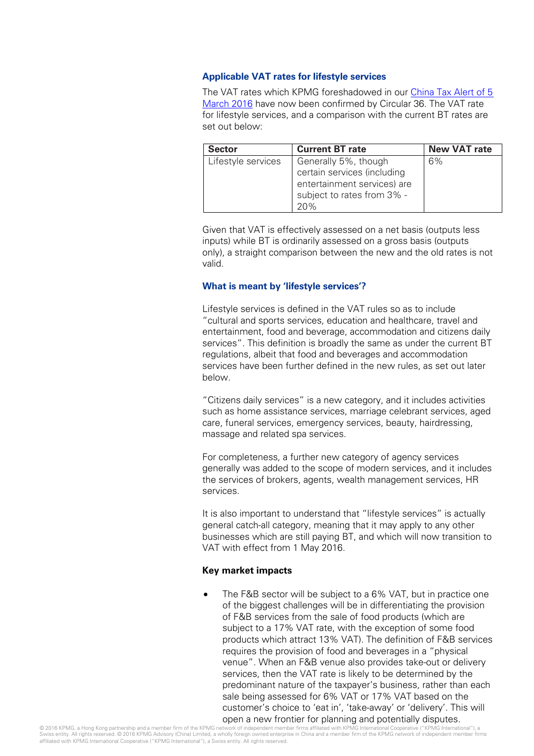### Applicable VAT rates for lifestyle services

The VAT rates which KPMG foreshadowed in our [China Tax Alert of 5 March 2016] have now been confirmed by Circular 36. The VAT rate for lifestyle services, and a comparison with the current BT rates are set out below:

| Sector | Current BT rate | New VAT rate |
|---|---|---|
| Lifestyle services | Generally 5%, though certain services (including entertainment services) are subject to rates from 3% - 20% | 6% |

Given that VAT is effectively assessed on a net basis (outputs less inputs) while BT is ordinarily assessed on a gross basis (outputs only), a straight comparison between the new and the old rates is not valid.

### What is meant by 'lifestyle services'?

Lifestyle services is defined in the VAT rules so as to include "cultural and sports services, education and healthcare, travel and entertainment, food and beverage, accommodation and citizens daily services". This definition is broadly the same as under the current BT regulations, albeit that food and beverages and accommodation services have been further defined in the new rules, as set out later below.

"Citizens daily services" is a new category, and it includes activities such as home assistance services, marriage celebrant services, aged care, funeral services, emergency services, beauty, hairdressing, massage and related spa services.

For completeness, a further new category of agency services generally was added to the scope of modern services, and it includes the services of brokers, agents, wealth management services, HR services.

It is also important to understand that "lifestyle services" is actually general catch-all category, meaning that it may apply to any other businesses which are still paying BT, and which will now transition to VAT with effect from 1 May 2016.

**Key market impacts**

- The F&B sector will be subject to a 6% VAT, but in practice one of the biggest challenges will be in differentiating the provision of F&B services from the sale of food products (which are subject to a 17% VAT rate, with the exception of some food products which attract 13% VAT). The definition of F&B services requires the provision of food and beverages in a "physical venue". When an F&B venue also provides take-out or delivery services, then the VAT rate is likely to be determined by the predominant nature of the taxpayer's business, rather than each sale being assessed for 6% VAT or 17% VAT based on the customer's choice to 'eat in', 'take-away' or 'delivery'. This will open a new frontier for planning and potentially disputes.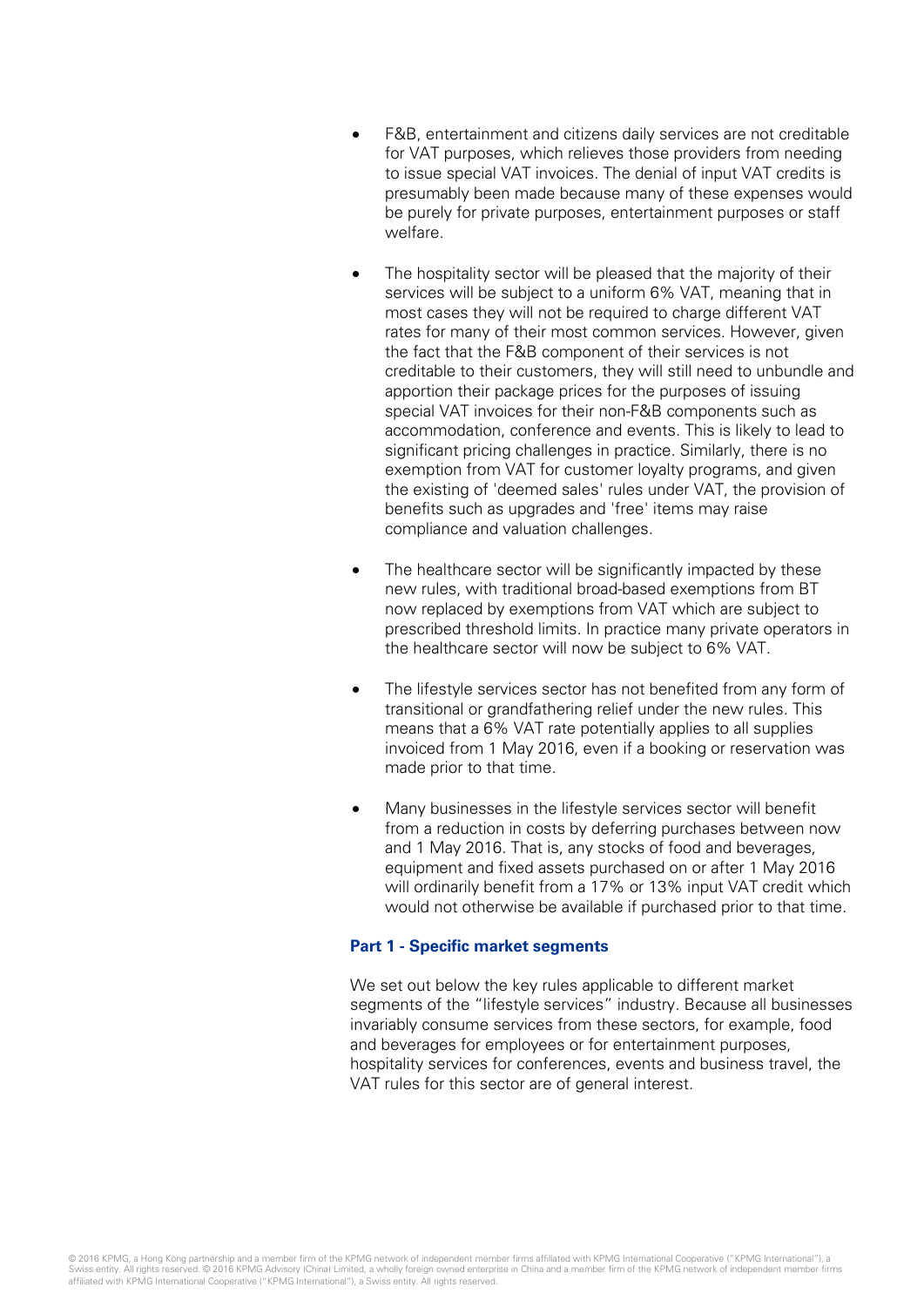- F&B, entertainment and citizens daily services are not creditable for VAT purposes, which relieves those providers from needing to issue special VAT invoices. The denial of input VAT credits is presumably been made because many of these expenses would be purely for private purposes, entertainment purposes or staff welfare.

- The hospitality sector will be pleased that the majority of their services will be subject to a uniform 6% VAT, meaning that in most cases they will not be required to charge different VAT rates for many of their most common services. However, given the fact that the F&B component of their services is not creditable to their customers, they will still need to unbundle and apportion their package prices for the purposes of issuing special VAT invoices for their non-F&B components such as accommodation, conference and events. This is likely to lead to significant pricing challenges in practice. Similarly, there is no exemption from VAT for customer loyalty programs, and given the existing of 'deemed sales' rules under VAT, the provision of benefits such as upgrades and 'free' items may raise compliance and valuation challenges.

- The healthcare sector will be significantly impacted by these new rules, with traditional broad-based exemptions from BT now replaced by exemptions from VAT which are subject to prescribed threshold limits. In practice many private operators in the healthcare sector will now be subject to 6% VAT.

- The lifestyle services sector has not benefited from any form of transitional or grandfathering relief under the new rules. This means that a 6% VAT rate potentially applies to all supplies invoiced from 1 May 2016, even if a booking or reservation was made prior to that time.

- Many businesses in the lifestyle services sector will benefit from a reduction in costs by deferring purchases between now and 1 May 2016. That is, any stocks of food and beverages, equipment and fixed assets purchased on or after 1 May 2016 will ordinarily benefit from a 17% or 13% input VAT credit which would not otherwise be available if purchased prior to that time.

### Part 1 - Specific market segments

We set out below the key rules applicable to different market segments of the "lifestyle services" industry. Because all businesses invariably consume services from these sectors, for example, food and beverages for employees or for entertainment purposes, hospitality services for conferences, events and business travel, the VAT rules for this sector are of general interest.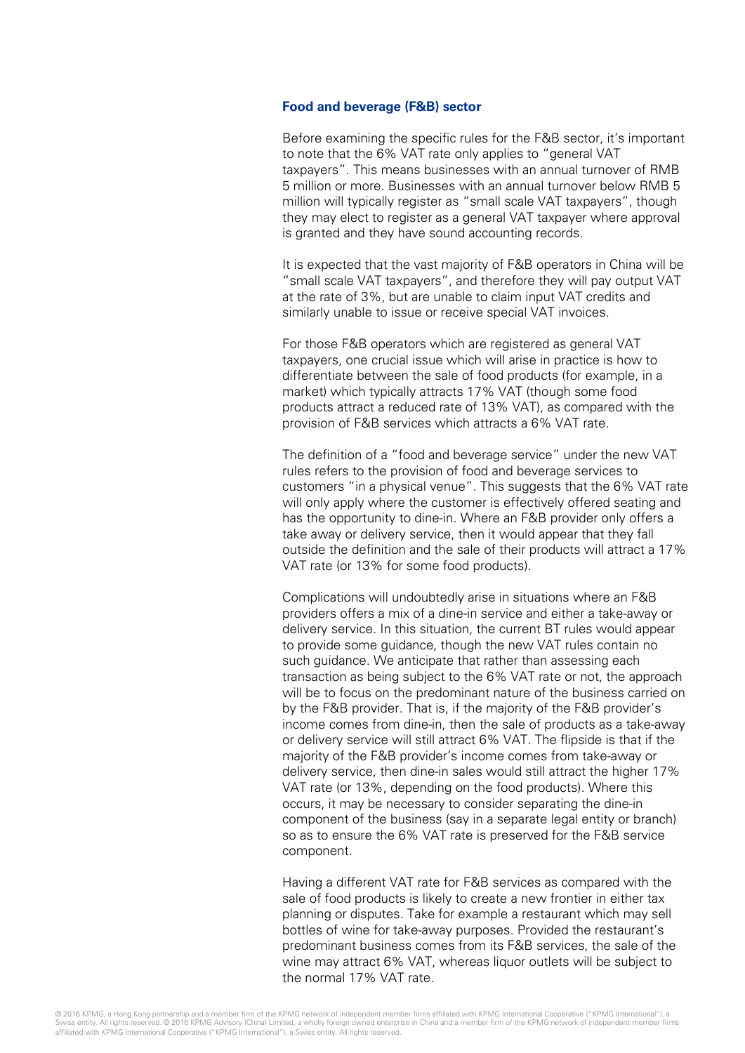**Food and beverage (F&B) sector**

Before examining the specific rules for the F&B sector, it's important to note that the 6% VAT rate only applies to "general VAT taxpayers". This means businesses with an annual turnover of RMB 5 million or more. Businesses with an annual turnover below RMB 5 million will typically register as "small scale VAT taxpayers", though they may elect to register as a general VAT taxpayer where approval is granted and they have sound accounting records.

It is expected that the vast majority of F&B operators in China will be "small scale VAT taxpayers", and therefore they will pay output VAT at the rate of 3%, but are unable to claim input VAT credits and similarly unable to issue or receive special VAT invoices.

For those F&B operators which are registered as general VAT taxpayers, one crucial issue which will arise in practice is how to differentiate between the sale of food products (for example, in a market) which typically attracts 17% VAT (though some food products attract a reduced rate of 13% VAT), as compared with the provision of F&B services which attracts a 6% VAT rate.

The definition of a "food and beverage service" under the new VAT rules refers to the provision of food and beverage services to customers "in a physical venue". This suggests that the 6% VAT rate will only apply where the customer is effectively offered seating and has the opportunity to dine-in. Where an F&B provider only offers a take away or delivery service, then it would appear that they fall outside the definition and the sale of their products will attract a 17% VAT rate (or 13% for some food products).

Complications will undoubtedly arise in situations where an F&B providers offers a mix of a dine-in service and either a take-away or delivery service. In this situation, the current BT rules would appear to provide some guidance, though the new VAT rules contain no such guidance. We anticipate that rather than assessing each transaction as being subject to the 6% VAT rate or not, the approach will be to focus on the predominant nature of the business carried on by the F&B provider. That is, if the majority of the F&B provider's income comes from dine-in, then the sale of products as a take-away or delivery service will still attract 6% VAT. The flipside is that if the majority of the F&B provider's income comes from take-away or delivery service, then dine-in sales would still attract the higher 17% VAT rate (or 13%, depending on the food products). Where this occurs, it may be necessary to consider separating the dine-in component of the business (say in a separate legal entity or branch) so as to ensure the 6% VAT rate is preserved for the F&B service component.

Having a different VAT rate for F&B services as compared with the sale of food products is likely to create a new frontier in either tax planning or disputes. Take for example a restaurant which may sell bottles of wine for take-away purposes. Provided the restaurant's predominant business comes from its F&B services, the sale of the wine may attract 6% VAT, whereas liquor outlets will be subject to the normal 17% VAT rate.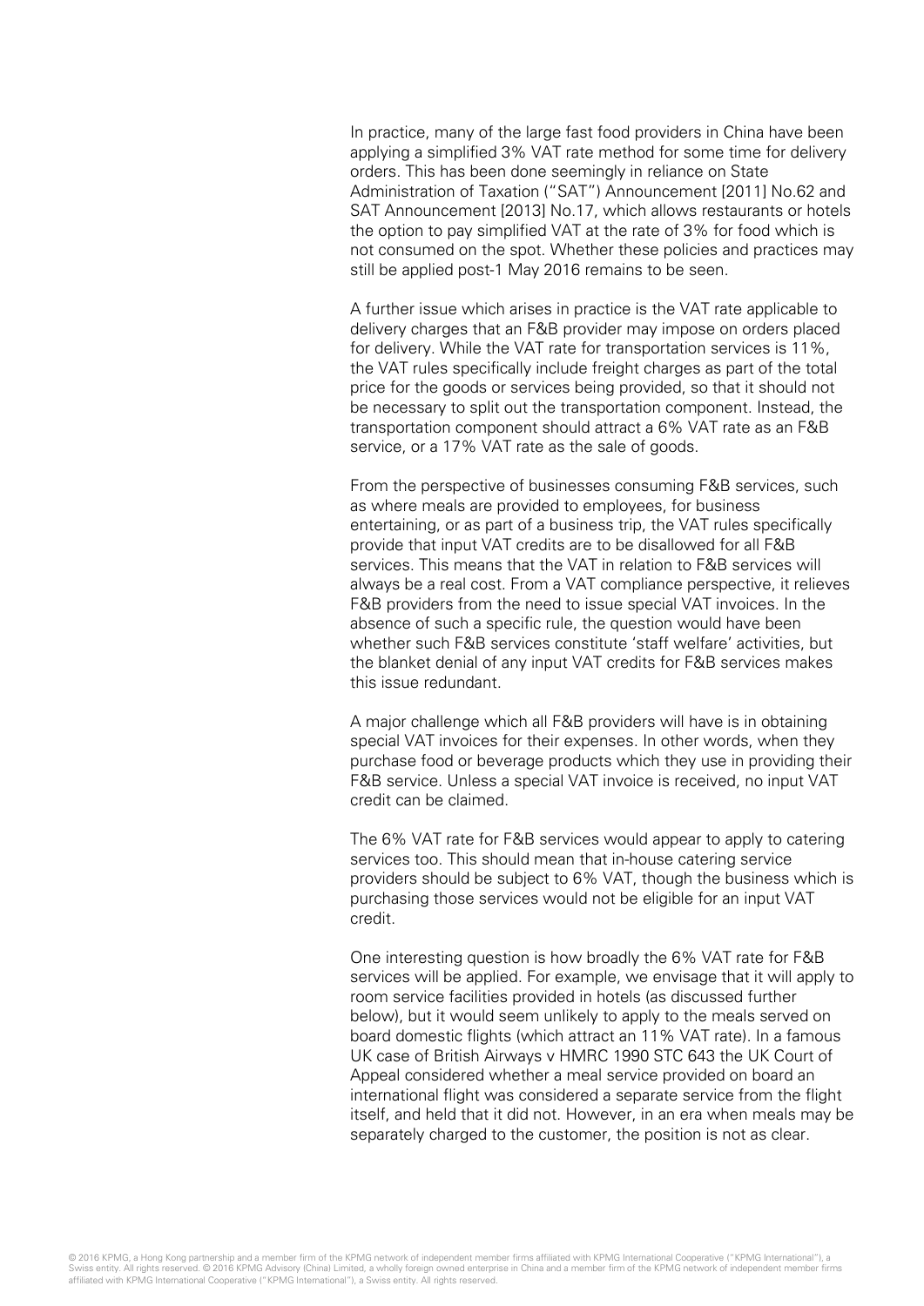In practice, many of the large fast food providers in China have been applying a simplified 3% VAT rate method for some time for delivery orders. This has been done seemingly in reliance on State Administration of Taxation ("SAT") Announcement [2011] No.62 and SAT Announcement [2013] No.17, which allows restaurants or hotels the option to pay simplified VAT at the rate of 3% for food which is not consumed on the spot. Whether these policies and practices may still be applied post-1 May 2016 remains to be seen.

A further issue which arises in practice is the VAT rate applicable to delivery charges that an F&B provider may impose on orders placed for delivery. While the VAT rate for transportation services is 11%, the VAT rules specifically include freight charges as part of the total price for the goods or services being provided, so that it should not be necessary to split out the transportation component. Instead, the transportation component should attract a 6% VAT rate as an F&B service, or a 17% VAT rate as the sale of goods.

From the perspective of businesses consuming F&B services, such as where meals are provided to employees, for business entertaining, or as part of a business trip, the VAT rules specifically provide that input VAT credits are to be disallowed for all F&B services. This means that the VAT in relation to F&B services will always be a real cost. From a VAT compliance perspective, it relieves F&B providers from the need to issue special VAT invoices. In the absence of such a specific rule, the question would have been whether such F&B services constitute 'staff welfare' activities, but the blanket denial of any input VAT credits for F&B services makes this issue redundant.

A major challenge which all F&B providers will have is in obtaining special VAT invoices for their expenses. In other words, when they purchase food or beverage products which they use in providing their F&B service. Unless a special VAT invoice is received, no input VAT credit can be claimed.

The 6% VAT rate for F&B services would appear to apply to catering services too. This should mean that in-house catering service providers should be subject to 6% VAT, though the business which is purchasing those services would not be eligible for an input VAT credit.

One interesting question is how broadly the 6% VAT rate for F&B services will be applied. For example, we envisage that it will apply to room service facilities provided in hotels (as discussed further below), but it would seem unlikely to apply to the meals served on board domestic flights (which attract an 11% VAT rate). In a famous UK case of British Airways v HMRC 1990 STC 643 the UK Court of Appeal considered whether a meal service provided on board an international flight was considered a separate service from the flight itself, and held that it did not. However, in an era when meals may be separately charged to the customer, the position is not as clear.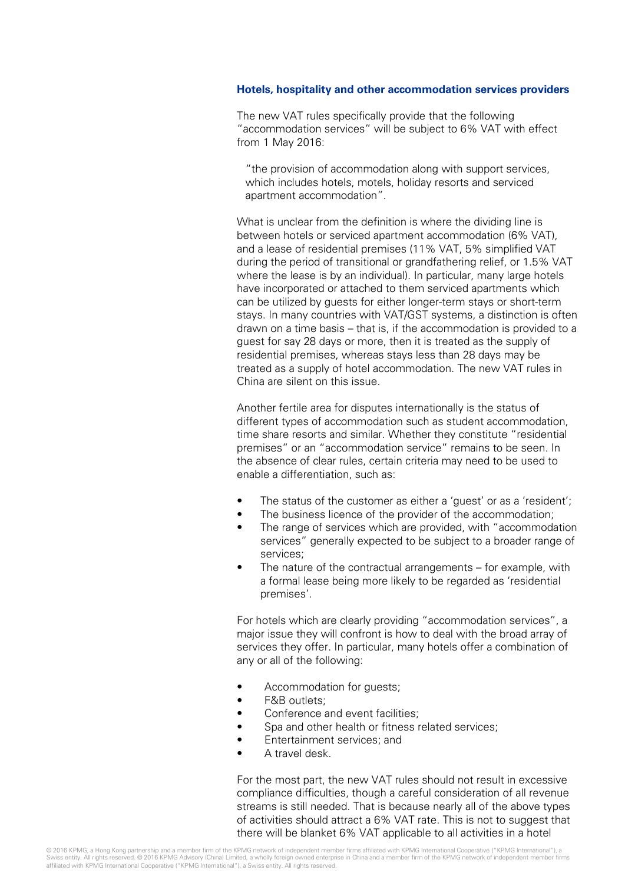### Hotels, hospitality and other accommodation services providers

The new VAT rules specifically provide that the following "accommodation services" will be subject to 6% VAT with effect from 1 May 2016:

> "the provision of accommodation along with support services, which includes hotels, motels, holiday resorts and serviced apartment accommodation".

What is unclear from the definition is where the dividing line is between hotels or serviced apartment accommodation (6% VAT), and a lease of residential premises (11% VAT, 5% simplified VAT during the period of transitional or grandfathering relief, or 1.5% VAT where the lease is by an individual). In particular, many large hotels have incorporated or attached to them serviced apartments which can be utilized by guests for either longer-term stays or short-term stays. In many countries with VAT/GST systems, a distinction is often drawn on a time basis – that is, if the accommodation is provided to a guest for say 28 days or more, then it is treated as the supply of residential premises, whereas stays less than 28 days may be treated as a supply of hotel accommodation. The new VAT rules in China are silent on this issue.

Another fertile area for disputes internationally is the status of different types of accommodation such as student accommodation, time share resorts and similar. Whether they constitute "residential premises" or an "accommodation service" remains to be seen. In the absence of clear rules, certain criteria may need to be used to enable a differentiation, such as:

- The status of the customer as either a 'guest' or as a 'resident';
- The business licence of the provider of the accommodation;
- The range of services which are provided, with "accommodation services" generally expected to be subject to a broader range of services;
- The nature of the contractual arrangements – for example, with a formal lease being more likely to be regarded as 'residential premises'.

For hotels which are clearly providing "accommodation services", a major issue they will confront is how to deal with the broad array of services they offer. In particular, many hotels offer a combination of any or all of the following:

- Accommodation for guests;
- F&B outlets;
- Conference and event facilities;
- Spa and other health or fitness related services;
- Entertainment services; and
- A travel desk.

For the most part, the new VAT rules should not result in excessive compliance difficulties, though a careful consideration of all revenue streams is still needed. That is because nearly all of the above types of activities should attract a 6% VAT rate. This is not to suggest that there will be blanket 6% VAT applicable to all activities in a hotel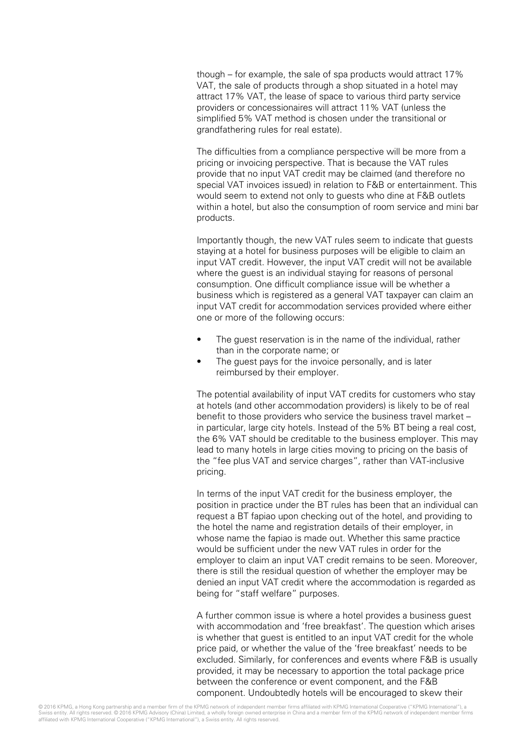though – for example, the sale of spa products would attract 17% VAT, the sale of products through a shop situated in a hotel may attract 17% VAT, the lease of space to various third party service providers or concessionaires will attract 11% VAT (unless the simplified 5% VAT method is chosen under the transitional or grandfathering rules for real estate).

The difficulties from a compliance perspective will be more from a pricing or invoicing perspective. That is because the VAT rules provide that no input VAT credit may be claimed (and therefore no special VAT invoices issued) in relation to F&B or entertainment. This would seem to extend not only to guests who dine at F&B outlets within a hotel, but also the consumption of room service and mini bar products.

Importantly though, the new VAT rules seem to indicate that guests staying at a hotel for business purposes will be eligible to claim an input VAT credit. However, the input VAT credit will not be available where the guest is an individual staying for reasons of personal consumption. One difficult compliance issue will be whether a business which is registered as a general VAT taxpayer can claim an input VAT credit for accommodation services provided where either one or more of the following occurs:

- The guest reservation is in the name of the individual, rather than in the corporate name; or
- The guest pays for the invoice personally, and is later reimbursed by their employer.

The potential availability of input VAT credits for customers who stay at hotels (and other accommodation providers) is likely to be of real benefit to those providers who service the business travel market – in particular, large city hotels. Instead of the 5% BT being a real cost, the 6% VAT should be creditable to the business employer. This may lead to many hotels in large cities moving to pricing on the basis of the "fee plus VAT and service charges", rather than VAT-inclusive pricing.

In terms of the input VAT credit for the business employer, the position in practice under the BT rules has been that an individual can request a BT fapiao upon checking out of the hotel, and providing to the hotel the name and registration details of their employer, in whose name the fapiao is made out. Whether this same practice would be sufficient under the new VAT rules in order for the employer to claim an input VAT credit remains to be seen. Moreover, there is still the residual question of whether the employer may be denied an input VAT credit where the accommodation is regarded as being for "staff welfare" purposes.

A further common issue is where a hotel provides a business guest with accommodation and 'free breakfast'. The question which arises is whether that guest is entitled to an input VAT credit for the whole price paid, or whether the value of the 'free breakfast' needs to be excluded. Similarly, for conferences and events where F&B is usually provided, it may be necessary to apportion the total package price between the conference or event component, and the F&B component. Undoubtedly hotels will be encouraged to skew their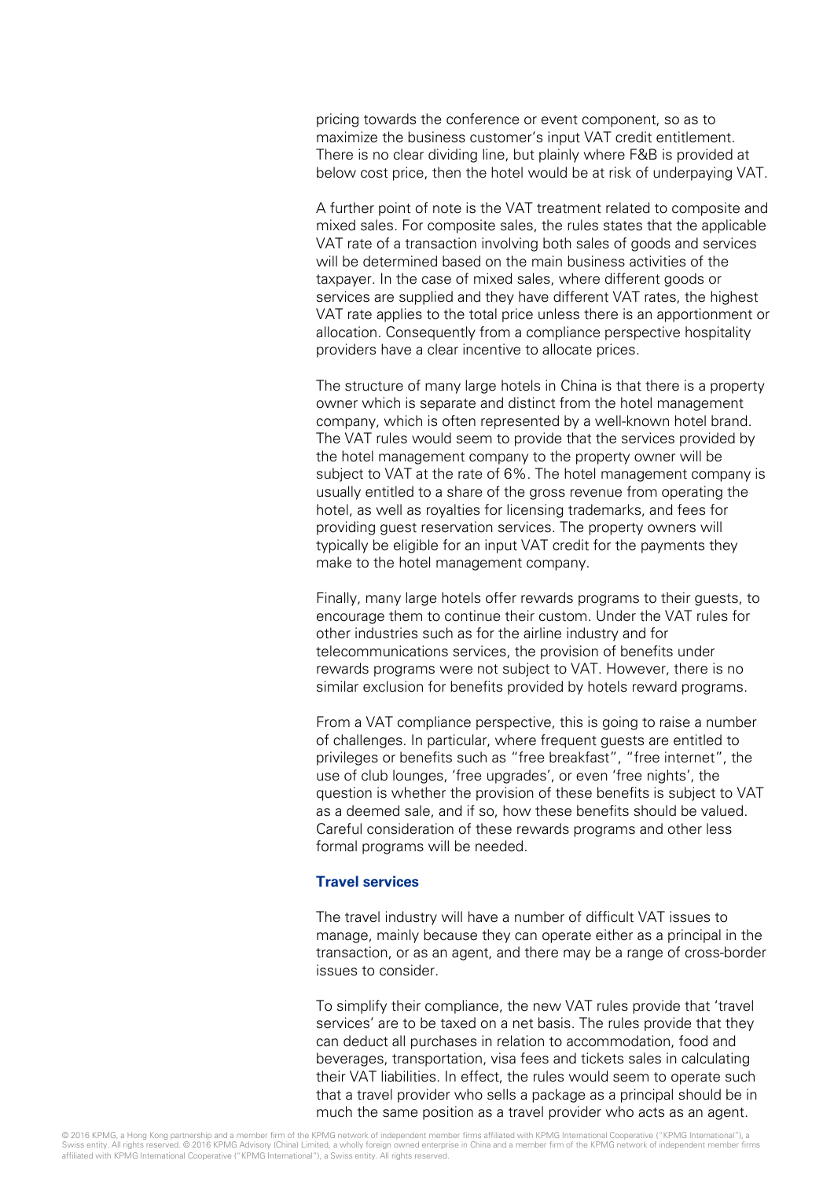pricing towards the conference or event component, so as to maximize the business customer's input VAT credit entitlement. There is no clear dividing line, but plainly where F&B is provided at below cost price, then the hotel would be at risk of underpaying VAT.

A further point of note is the VAT treatment related to composite and mixed sales. For composite sales, the rules states that the applicable VAT rate of a transaction involving both sales of goods and services will be determined based on the main business activities of the taxpayer. In the case of mixed sales, where different goods or services are supplied and they have different VAT rates, the highest VAT rate applies to the total price unless there is an apportionment or allocation. Consequently from a compliance perspective hospitality providers have a clear incentive to allocate prices.

The structure of many large hotels in China is that there is a property owner which is separate and distinct from the hotel management company, which is often represented by a well-known hotel brand. The VAT rules would seem to provide that the services provided by the hotel management company to the property owner will be subject to VAT at the rate of 6%. The hotel management company is usually entitled to a share of the gross revenue from operating the hotel, as well as royalties for licensing trademarks, and fees for providing guest reservation services. The property owners will typically be eligible for an input VAT credit for the payments they make to the hotel management company.

Finally, many large hotels offer rewards programs to their guests, to encourage them to continue their custom. Under the VAT rules for other industries such as for the airline industry and for telecommunications services, the provision of benefits under rewards programs were not subject to VAT. However, there is no similar exclusion for benefits provided by hotels reward programs.

From a VAT compliance perspective, this is going to raise a number of challenges. In particular, where frequent guests are entitled to privileges or benefits such as "free breakfast", "free internet", the use of club lounges, 'free upgrades', or even 'free nights', the question is whether the provision of these benefits is subject to VAT as a deemed sale, and if so, how these benefits should be valued. Careful consideration of these rewards programs and other less formal programs will be needed.

### Travel services

The travel industry will have a number of difficult VAT issues to manage, mainly because they can operate either as a principal in the transaction, or as an agent, and there may be a range of cross-border issues to consider.

To simplify their compliance, the new VAT rules provide that 'travel services' are to be taxed on a net basis. The rules provide that they can deduct all purchases in relation to accommodation, food and beverages, transportation, visa fees and tickets sales in calculating their VAT liabilities. In effect, the rules would seem to operate such that a travel provider who sells a package as a principal should be in much the same position as a travel provider who acts as an agent.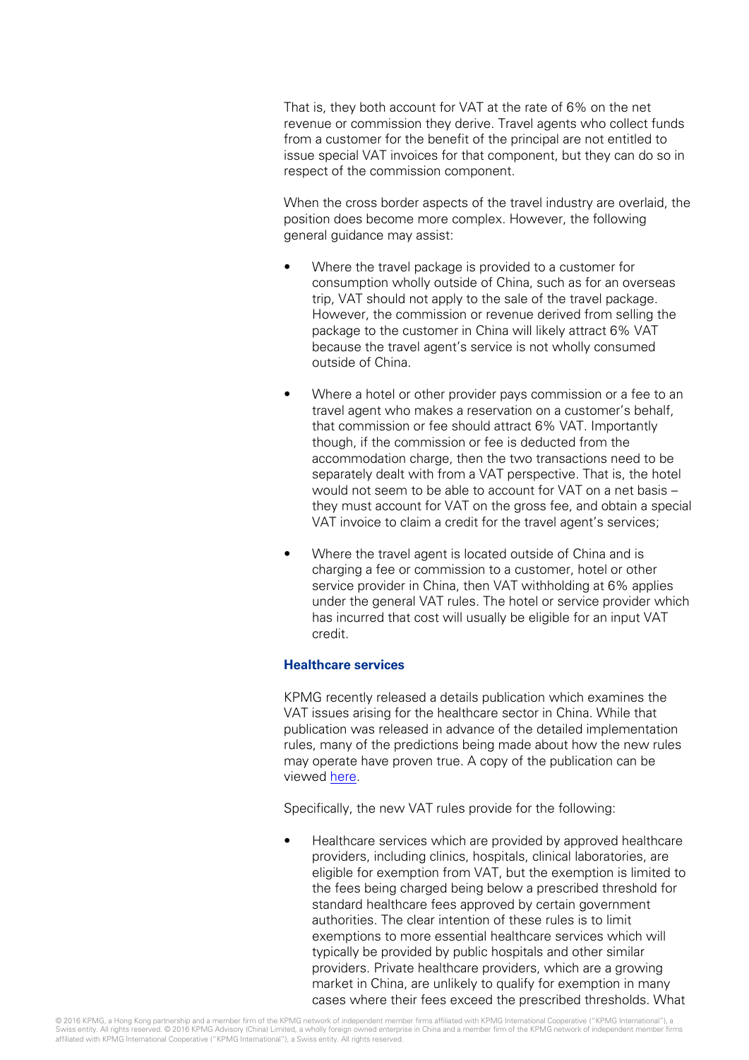That is, they both account for VAT at the rate of 6% on the net revenue or commission they derive. Travel agents who collect funds from a customer for the benefit of the principal are not entitled to issue special VAT invoices for that component, but they can do so in respect of the commission component.

When the cross border aspects of the travel industry are overlaid, the position does become more complex. However, the following general guidance may assist:

- Where the travel package is provided to a customer for consumption wholly outside of China, such as for an overseas trip, VAT should not apply to the sale of the travel package. However, the commission or revenue derived from selling the package to the customer in China will likely attract 6% VAT because the travel agent's service is not wholly consumed outside of China.

- Where a hotel or other provider pays commission or a fee to an travel agent who makes a reservation on a customer's behalf, that commission or fee should attract 6% VAT. Importantly though, if the commission or fee is deducted from the accommodation charge, then the two transactions need to be separately dealt with from a VAT perspective. That is, the hotel would not seem to be able to account for VAT on a net basis – they must account for VAT on the gross fee, and obtain a special VAT invoice to claim a credit for the travel agent's services;

- Where the travel agent is located outside of China and is charging a fee or commission to a customer, hotel or other service provider in China, then VAT withholding at 6% applies under the general VAT rules. The hotel or service provider which has incurred that cost will usually be eligible for an input VAT credit.

### Healthcare services

KPMG recently released a details publication which examines the VAT issues arising for the healthcare sector in China. While that publication was released in advance of the detailed implementation rules, many of the predictions being made about how the new rules may operate have proven true. A copy of the publication can be viewed here.

Specifically, the new VAT rules provide for the following:

- Healthcare services which are provided by approved healthcare providers, including clinics, hospitals, clinical laboratories, are eligible for exemption from VAT, but the exemption is limited to the fees being charged being below a prescribed threshold for standard healthcare fees approved by certain government authorities. The clear intention of these rules is to limit exemptions to more essential healthcare services which will typically be provided by public hospitals and other similar providers. Private healthcare providers, which are a growing market in China, are unlikely to qualify for exemption in many cases where their fees exceed the prescribed thresholds. What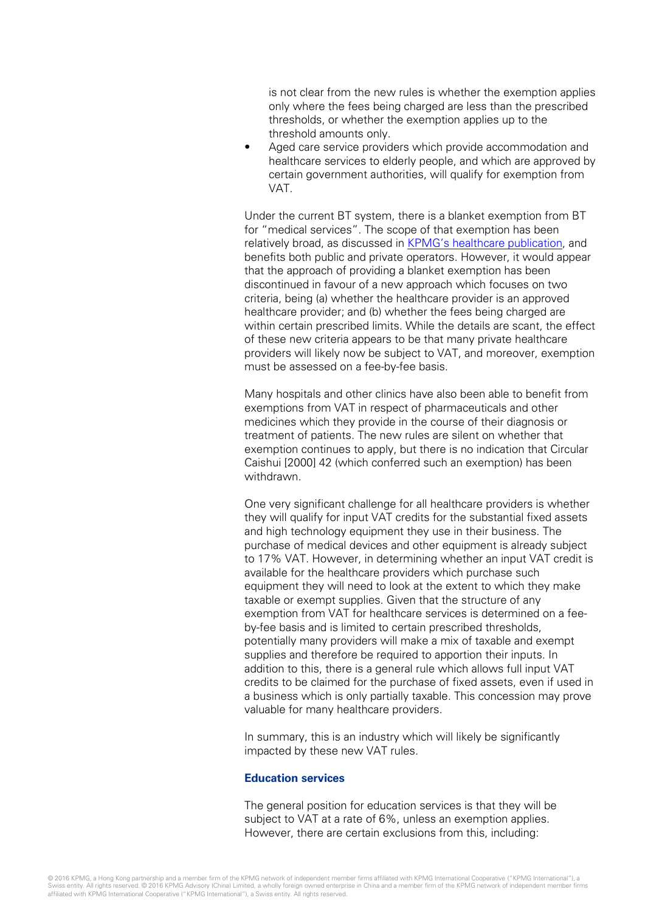is not clear from the new rules is whether the exemption applies only where the fees being charged are less than the prescribed thresholds, or whether the exemption applies up to the threshold amounts only.

- Aged care service providers which provide accommodation and healthcare services to elderly people, and which are approved by certain government authorities, will qualify for exemption from VAT.

Under the current BT system, there is a blanket exemption from BT for "medical services". The scope of that exemption has been relatively broad, as discussed in KPMG's healthcare publication, and benefits both public and private operators. However, it would appear that the approach of providing a blanket exemption has been discontinued in favour of a new approach which focuses on two criteria, being (a) whether the healthcare provider is an approved healthcare provider; and (b) whether the fees being charged are within certain prescribed limits. While the details are scant, the effect of these new criteria appears to be that many private healthcare providers will likely now be subject to VAT, and moreover, exemption must be assessed on a fee-by-fee basis.

Many hospitals and other clinics have also been able to benefit from exemptions from VAT in respect of pharmaceuticals and other medicines which they provide in the course of their diagnosis or treatment of patients. The new rules are silent on whether that exemption continues to apply, but there is no indication that Circular Caishui [2000] 42 (which conferred such an exemption) has been withdrawn.

One very significant challenge for all healthcare providers is whether they will qualify for input VAT credits for the substantial fixed assets and high technology equipment they use in their business. The purchase of medical devices and other equipment is already subject to 17% VAT. However, in determining whether an input VAT credit is available for the healthcare providers which purchase such equipment they will need to look at the extent to which they make taxable or exempt supplies. Given that the structure of any exemption from VAT for healthcare services is determined on a fee-by-fee basis and is limited to certain prescribed thresholds, potentially many providers will make a mix of taxable and exempt supplies and therefore be required to apportion their inputs. In addition to this, there is a general rule which allows full input VAT credits to be claimed for the purchase of fixed assets, even if used in a business which is only partially taxable. This concession may prove valuable for many healthcare providers.

In summary, this is an industry which will likely be significantly impacted by these new VAT rules.

### Education services

The general position for education services is that they will be subject to VAT at a rate of 6%, unless an exemption applies. However, there are certain exclusions from this, including: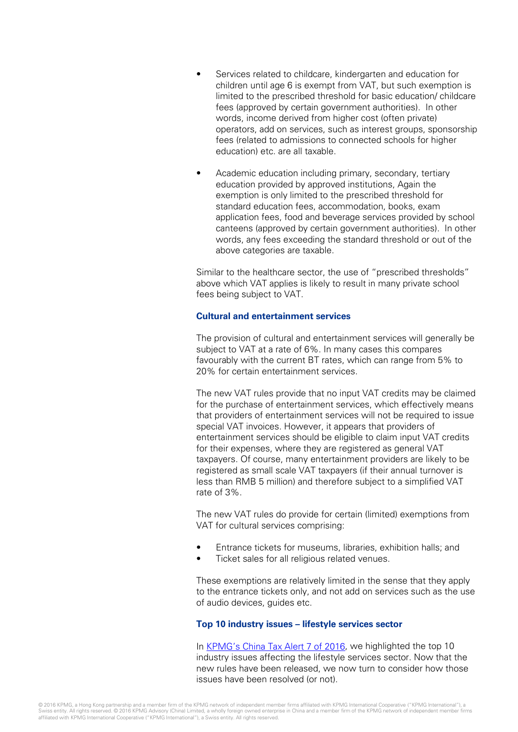- Services related to childcare, kindergarten and education for children until age 6 is exempt from VAT, but such exemption is limited to the prescribed threshold for basic education/ childcare fees (approved by certain government authorities). In other words, income derived from higher cost (often private) operators, add on services, such as interest groups, sponsorship fees (related to admissions to connected schools for higher education) etc. are all taxable.

- Academic education including primary, secondary, tertiary education provided by approved institutions, Again the exemption is only limited to the prescribed threshold for standard education fees, accommodation, books, exam application fees, food and beverage services provided by school canteens (approved by certain government authorities). In other words, any fees exceeding the standard threshold or out of the above categories are taxable.

Similar to the healthcare sector, the use of "prescribed thresholds" above which VAT applies is likely to result in many private school fees being subject to VAT.

**Cultural and entertainment services**

The provision of cultural and entertainment services will generally be subject to VAT at a rate of 6%. In many cases this compares favourably with the current BT rates, which can range from 5% to 20% for certain entertainment services.

The new VAT rules provide that no input VAT credits may be claimed for the purchase of entertainment services, which effectively means that providers of entertainment services will not be required to issue special VAT invoices. However, it appears that providers of entertainment services should be eligible to claim input VAT credits for their expenses, where they are registered as general VAT taxpayers. Of course, many entertainment providers are likely to be registered as small scale VAT taxpayers (if their annual turnover is less than RMB 5 million) and therefore subject to a simplified VAT rate of 3%.

The new VAT rules do provide for certain (limited) exemptions from VAT for cultural services comprising:

- Entrance tickets for museums, libraries, exhibition halls; and
- Ticket sales for all religious related venues.

These exemptions are relatively limited in the sense that they apply to the entrance tickets only, and not add on services such as the use of audio devices, guides etc.

**Top 10 industry issues – lifestyle services sector**

In KPMG's China Tax Alert 7 of 2016, we highlighted the top 10 industry issues affecting the lifestyle services sector. Now that the new rules have been released, we now turn to consider how those issues have been resolved (or not).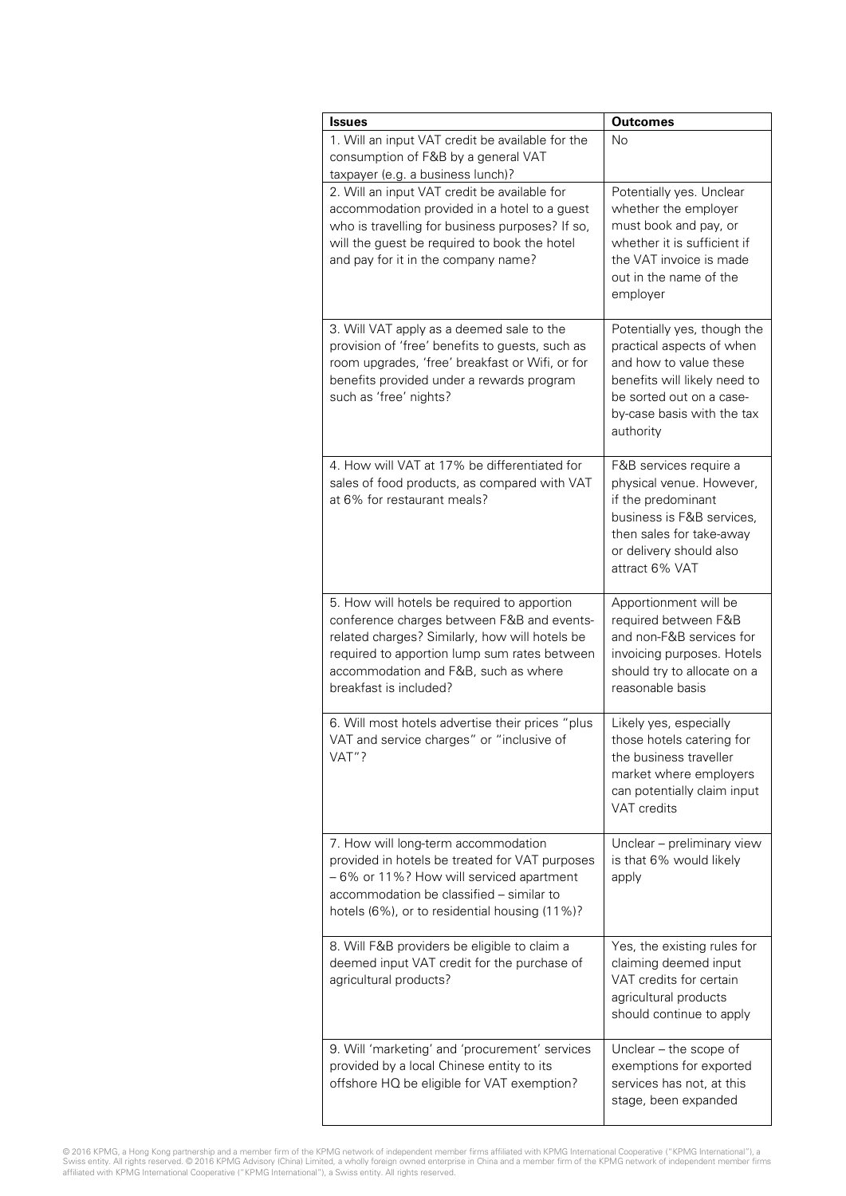| **Issues** | **Outcomes** |
| --- | --- |
| 1. Will an input VAT credit be available for the consumption of F&B by a general VAT taxpayer (e.g. a business lunch)? | No |
| 2. Will an input VAT credit be available for accommodation provided in a hotel to a guest who is travelling for business purposes? If so, will the guest be required to book the hotel and pay for it in the company name? | Potentially yes. Unclear whether the employer must book and pay, or whether it is sufficient if the VAT invoice is made out in the name of the employer |
| 3. Will VAT apply as a deemed sale to the provision of 'free' benefits to guests, such as room upgrades, 'free' breakfast or Wifi, or for benefits provided under a rewards program such as 'free' nights? | Potentially yes, though the practical aspects of when and how to value these benefits will likely need to be sorted out on a case-by-case basis with the tax authority |
| 4. How will VAT at 17% be differentiated for sales of food products, as compared with VAT at 6% for restaurant meals? | F&B services require a physical venue. However, if the predominant business is F&B services, then sales for take-away or delivery should also attract 6% VAT |
| 5. How will hotels be required to apportion conference charges between F&B and events-related charges? Similarly, how will hotels be required to apportion lump sum rates between accommodation and F&B, such as where breakfast is included? | Apportionment will be required between F&B and non-F&B services for invoicing purposes. Hotels should try to allocate on a reasonable basis |
| 6. Will most hotels advertise their prices "plus VAT and service charges" or "inclusive of VAT"? | Likely yes, especially those hotels catering for the business traveller market where employers can potentially claim input VAT credits |
| 7. How will long-term accommodation provided in hotels be treated for VAT purposes – 6% or 11%? How will serviced apartment accommodation be classified – similar to hotels (6%), or to residential housing (11%)? | Unclear – preliminary view is that 6% would likely apply |
| 8. Will F&B providers be eligible to claim a deemed input VAT credit for the purchase of agricultural products? | Yes, the existing rules for claiming deemed input VAT credits for certain agricultural products should continue to apply |
| 9. Will 'marketing' and 'procurement' services provided by a local Chinese entity to its offshore HQ be eligible for VAT exemption? | Unclear – the scope of exemptions for exported services has not, at this stage, been expanded |

© 2016 KPMG, a Hong Kong partnership and a member firm of the KPMG network of independent member firms affiliated with KPMG International Cooperative ("KPMG International"), a Swiss entity. All rights reserved. © 2016 KPMG Advisory (China) Limited, a wholly foreign owned enterprise in China and a member firm of the KPMG network of independent member firms affiliated with KPMG International Cooperative ("KPMG International"), a Swiss entity. All rights reserved.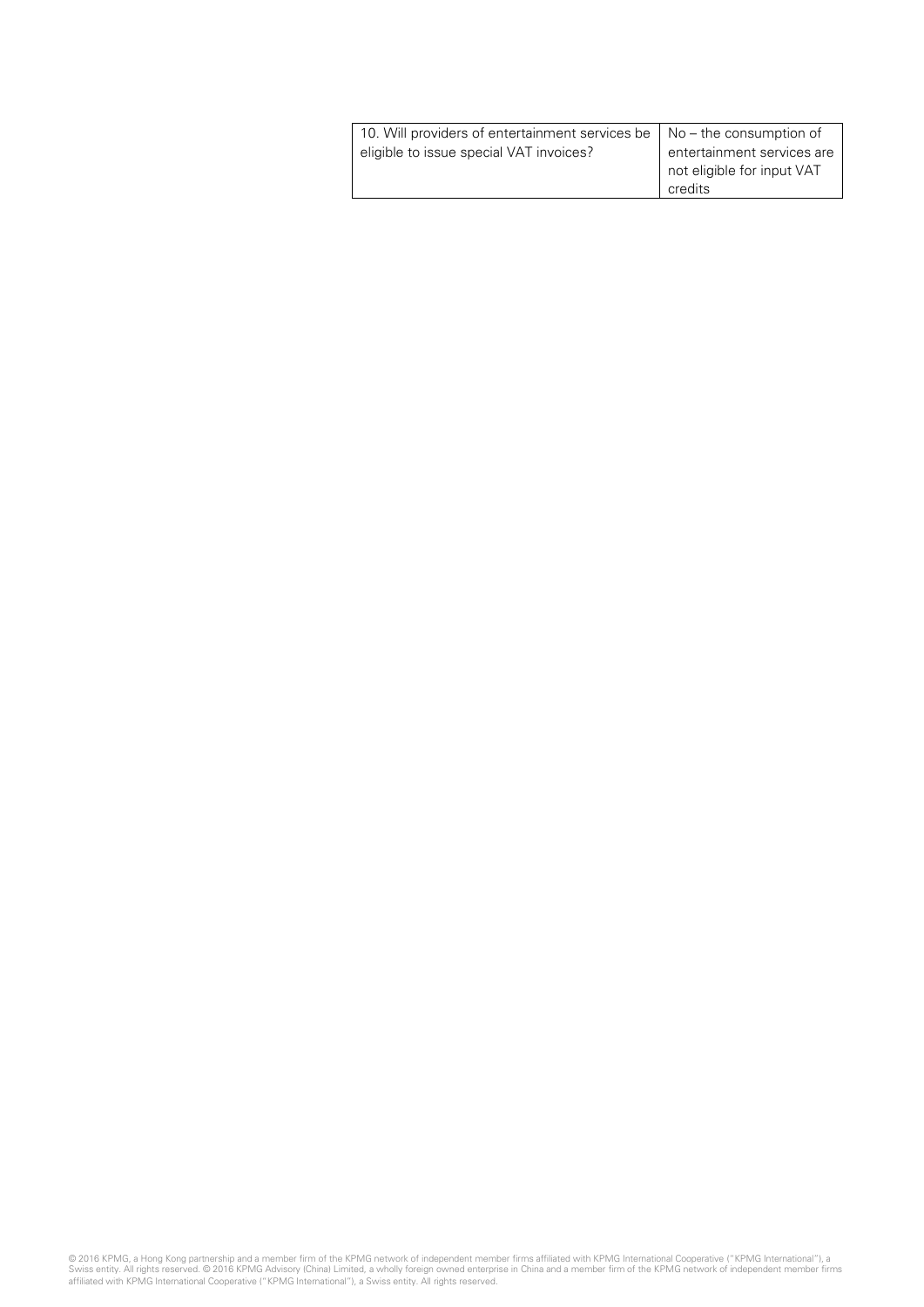| | |
|---|---|
| 10. Will providers of entertainment services be eligible to issue special VAT invoices? | No – the consumption of entertainment services are not eligible for input VAT credits |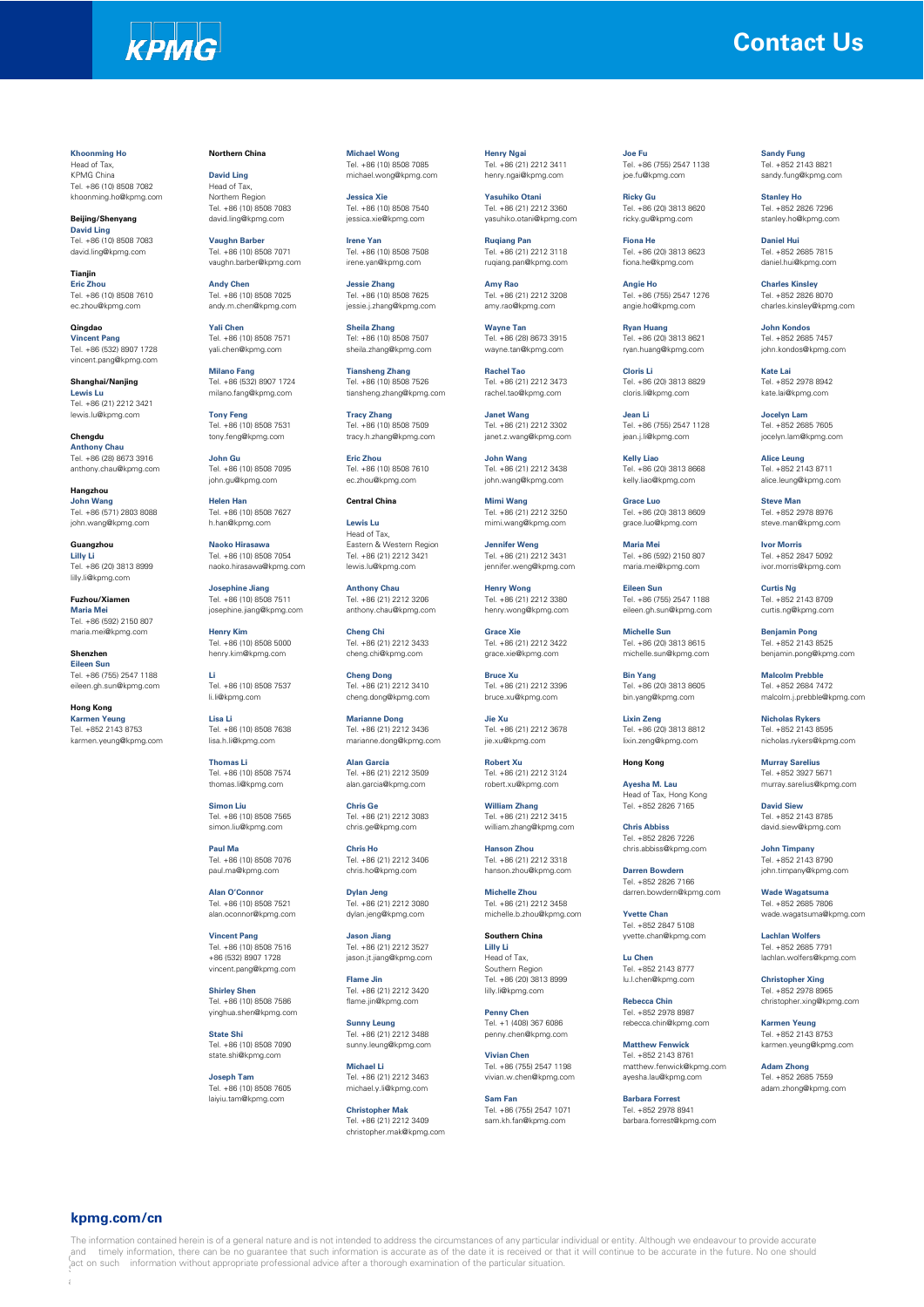KPMG

# Contact Us

**Khoonming Ho**
Head of Tax,
KPMG China
Tel. +86 (10) 8508 7082
khoonming.ho@kpmg.com

**Beijing/Shenyang**
**David Ling**
Tel. +86 (10) 8508 7083
david.ling@kpmg.com

**Tianjin**
**Eric Zhou**
Tel. +86 (10) 8508 7610
ec.zhou@kpmg.com

**Qingdao**
**Vincent Pang**
Tel. +86 (532) 8907 1728
vincent.pang@kpmg.com

**Shanghai/Nanjing**
**Lewis Lu**
Tel. +86 (21) 2212 3421
lewis.lu@kpmg.com

**Chengdu**
**Anthony Chau**
Tel. +86 (28) 8673 3916
anthony.chau@kpmg.com

**Hangzhou**
**John Wang**
Tel. +86 (571) 2803 8088
john.wang@kpmg.com

**Guangzhou**
**Lilly Li**
Tel. +86 (20) 3813 8999
lilly.li@kpmg.com

**Fuzhou/Xiamen**
**Maria Mei**
Tel. +86 (592) 2150 807
maria.mei@kpmg.com

**Shenzhen**
**Eileen Sun**
Tel. +86 (755) 2547 1188
eileen.gh.sun@kpmg.com

**Hong Kong**
**Karmen Yeung**
Tel. +852 2143 8753
karmen.yeung@kpmg.com

**Northern China**

**David Ling**
Head of Tax,
Northern Region
Tel. +86 (10) 8508 7083
david.ling@kpmg.com

**Vaughn Barber**
Tel. +86 (10) 8508 7071
vaughn.barber@kpmg.com

**Andy Chen**
Tel. +86 (10) 8508 7025
andy.m.chen@kpmg.com

**Yali Chen**
Tel. +86 (10) 8508 7571
yali.chen@kpmg.com

**Milano Fang**
Tel. +86 (532) 8907 1724
milano.fang@kpmg.com

**Tony Feng**
Tel. +86 (10) 8508 7531
tony.feng@kpmg.com

**John Gu**
Tel. +86 (10) 8508 7095
john.gu@kpmg.com

**Helen Han**
Tel. +86 (10) 8508 7627
h.han@kpmg.com

**Naoko Hirasawa**
Tel. +86 (10) 8508 7054
naoko.hirasawa@kpmg.com

**Josephine Jiang**
Tel. +86 (10) 8508 7511
josephine.jiang@kpmg.com

**Henry Kim**
Tel. +86 (10) 8508 5000
henry.kim@kpmg.com

**Li**
Tel. +86 (10) 8508 7537
li.li@kpmg.com

**Lisa Li**
Tel. +86 (10) 8508 7638
lisa.h.li@kpmg.com

**Thomas Li**
Tel. +86 (10) 8508 7574
thomas.li@kpmg.com

**Simon Liu**
Tel. +86 (10) 8508 7565
simon.liu@kpmg.com

**Paul Ma**
Tel. +86 (10) 8508 7076
paul.ma@kpmg.com

**Alan O'Connor**
Tel. +86 (10) 8508 7521
alan.oconnor@kpmg.com

**Vincent Pang**
Tel. +86 (10) 8508 7516
+86 (532) 8907 1728
vincent.pang@kpmg.com

**Shirley Shen**
Tel. +86 (10) 8508 7586
yinghua.shen@kpmg.com

**State Shi**
Tel. +86 (10) 8508 7090
state.shi@kpmg.com

**Joseph Tam**
Tel. +86 (10) 8508 7605
laiyiu.tam@kpmg.com

**Michael Wong**
Tel. +86 (10) 8508 7085
michael.wong@kpmg.com

**Jessica Xie**
Tel. +86 (10) 8508 7540
jessica.xie@kpmg.com

**Irene Yan**
Tel. +86 (10) 8508 7508
irene.yan@kpmg.com

**Jessie Zhang**
Tel. +86 (10) 8508 7625
jessie.j.zhang@kpmg.com

**Sheila Zhang**
Tel. +86 (10) 8508 7507
sheila.zhang@kpmg.com

**Tiansheng Zhang**
Tel. +86 (10) 8508 7526
tiansheng.zhang@kpmg.com

**Tracy Zhang**
Tel. +86 (10) 8508 7509
tracy.h.zhang@kpmg.com

**Eric Zhou**
Tel. +86 (10) 8508 7610
ec.zhou@kpmg.com

**Central China**

**Lewis Lu**
Head of Tax,
Eastern & Western Region
Tel. +86 (21) 2212 3421
lewis.lu@kpmg.com

**Anthony Chau**
Tel. +86 (21) 2212 3206
anthony.chau@kpmg.com

**Cheng Chi**
Tel. +86 (21) 2212 3433
cheng.chi@kpmg.com

**Cheng Dong**
Tel. +86 (21) 2212 3410
cheng.dong@kpmg.com

**Marianne Dong**
Tel. +86 (21) 2212 3436
marianne.dong@kpmg.com

**Alan Garcia**
Tel. +86 (21) 2212 3509
alan.garcia@kpmg.com

**Chris Ge**
Tel. +86 (21) 2212 3083
chris.ge@kpmg.com

**Chris Ho**
Tel. +86 (21) 2212 3406
chris.ho@kpmg.com

**Dylan Jeng**
Tel. +86 (21) 2212 3080
dylan.jeng@kpmg.com

**Jason Jiang**
Tel. +86 (21) 2212 3527
jason.jt.jiang@kpmg.com

**Flame Jin**
Tel. +86 (21) 2212 3420
flame.jin@kpmg.com

**Sunny Leung**
Tel. +86 (21) 2212 3488
sunny.leung@kpmg.com

**Michael Li**
Tel. +86 (21) 2212 3463
michael.y.li@kpmg.com

**Christopher Mak**
Tel. +86 (21) 2212 3409
christopher.mak@kpmg.com

**Henry Ngai**
Tel. +86 (21) 2212 3411
henry.ngai@kpmg.com

**Yasuhiko Otani**
Tel. +86 (21) 2212 3360
yasuhiko.otani@kpmg.com

**Ruqiang Pan**
Tel. +86 (21) 2212 3118
ruqiang.pan@kpmg.com

**Amy Rao**
Tel. +86 (21) 2212 3208
amy.rao@kpmg.com

**Wayne Tan**
Tel. +86 (28) 8673 3915
wayne.tan@kpmg.com

**Rachel Tao**
Tel. +86 (21) 2212 3473
rachel.tao@kpmg.com

**Janet Wang**
Tel. +86 (21) 2212 3302
janet.z.wang@kpmg.com

**John Wang**
Tel. +86 (21) 2212 3438
john.wang@kpmg.com

**Mimi Wang**
Tel. +86 (21) 2212 3250
mimi.wang@kpmg.com

**Jennifer Weng**
Tel. +86 (21) 2212 3431
jennifer.weng@kpmg.com

**Henry Wong**
Tel. +86 (21) 2212 3380
henry.wong@kpmg.com

**Grace Xie**
Tel. +86 (21) 2212 3422
grace.xie@kpmg.com

**Bruce Xu**
Tel. +86 (21) 2212 3396
bruce.xu@kpmg.com

**Jie Xu**
Tel. +86 (21) 2212 3678
jie.xu@kpmg.com

**Robert Xu**
Tel. +86 (21) 2212 3124
robert.xu@kpmg.com

**William Zhang**
Tel. +86 (21) 2212 3415
william.zhang@kpmg.com

**Hanson Zhou**
Tel. +86 (21) 2212 3318
hanson.zhou@kpmg.com

**Michelle Zhou**
Tel. +86 (21) 2212 3458
michelle.b.zhou@kpmg.com

**Southern China**
**Lilly Li**
Head of Tax,
Southern Region
Tel. +86 (20) 3813 8999
lilly.li@kpmg.com

**Penny Chen**
Tel. +1 (408) 367 6086
penny.chen@kpmg.com

**Vivian Chen**
Tel. +86 (755) 2547 1198
vivian.w.chen@kpmg.com

**Sam Fan**
Tel. +86 (755) 2547 1071
sam.kh.fan@kpmg.com

**Joe Fu**
Tel. +86 (755) 2547 1138
joe.fu@kpmg.com

**Ricky Gu**
Tel. +86 (20) 3813 8620
ricky.gu@kpmg.com

**Fiona He**
Tel. +86 (20) 3813 8623
fiona.he@kpmg.com

**Angie Ho**
Tel. +86 (755) 2547 1276
angie.ho@kpmg.com

**Ryan Huang**
Tel. +86 (20) 3813 8621
ryan.huang@kpmg.com

**Cloris Li**
Tel. +86 (20) 3813 8829
cloris.li@kpmg.com

**Jean Li**
Tel. +86 (755) 2547 1128
jean.j.li@kpmg.com

**Kelly Liao**
Tel. +86 (20) 3813 8668
kelly.liao@kpmg.com

**Grace Luo**
Tel. +86 (20) 3813 8609
grace.luo@kpmg.com

**Maria Mei**
Tel. +86 (592) 2150 807
maria.mei@kpmg.com

**Eileen Sun**
Tel. +86 (755) 2547 1188
eileen.gh.sun@kpmg.com

**Michelle Sun**
Tel. +86 (20) 3813 8615
michelle.sun@kpmg.com

**Bin Yang**
Tel. +86 (20) 3813 8605
bin.yang@kpmg.com

**Lixin Zeng**
Tel. +86 (20) 3813 8812
lixin.zeng@kpmg.com

**Hong Kong**

**Ayesha M. Lau**
Head of Tax, Hong Kong
Tel. +852 2826 7165

**Chris Abbiss**
Tel. +852 2826 7226
chris.abbiss@kpmg.com

**Darren Bowdern**
Tel. +852 2826 7166
darren.bowdern@kpmg.com

**Yvette Chan**
Tel. +852 2847 5108
yvette.chan@kpmg.com

**Lu Chen**
Tel. +852 2143 8777
lu.l.chen@kpmg.com

**Rebecca Chin**
Tel. +852 2978 8987
rebecca.chin@kpmg.com

**Matthew Fenwick**
Tel. +852 2143 8761
matthew.fenwick@kpmg.com
ayesha.lau@kpmg.com

**Barbara Forrest**
Tel. +852 2978 8941
barbara.forrest@kpmg.com

**Sandy Fung**
Tel. +852 2143 8821
sandy.fung@kpmg.com

**Stanley Ho**
Tel. +852 2826 7296
stanley.ho@kpmg.com

**Daniel Hui**
Tel. +852 2685 7815
daniel.hui@kpmg.com

**Charles Kinsley**
Tel. +852 2826 8070
charles.kinsley@kpmg.com

**John Kondos**
Tel. +852 2685 7457
john.kondos@kpmg.com

**Kate Lai**
Tel. +852 2978 8942
kate.lai@kpmg.com

**Jocelyn Lam**
Tel. +852 2685 7605
jocelyn.lam@kpmg.com

**Alice Leung**
Tel. +852 2143 8711
alice.leung@kpmg.com

**Steve Man**
Tel. +852 2978 8976
steve.man@kpmg.com

**Ivor Morris**
Tel. +852 2847 5092
ivor.morris@kpmg.com

**Curtis Ng**
Tel. +852 2143 8709
curtis.ng@kpmg.com

**Benjamin Pong**
Tel. +852 2143 8525
benjamin.pong@kpmg.com

**Malcolm Prebble**
Tel. +852 2684 7472
malcolm.j.prebble@kpmg.com

**Nicholas Rykers**
Tel. +852 2143 8595
nicholas.rykers@kpmg.com

**Murray Sarelius**
Tel. +852 3927 5671
murray.sarelius@kpmg.com

**David Siew**
Tel. +852 2143 8785
david.siew@kpmg.com

**John Timpany**
Tel. +852 2143 8790
john.timpany@kpmg.com

**Wade Wagatsuma**
Tel. +852 2685 7806
wade.wagatsuma@kpmg.com

**Lachlan Wolfers**
Tel. +852 2685 7791
lachlan.wolfers@kpmg.com

**Christopher Xing**
Tel. +852 2978 8965
christopher.xing@kpmg.com

**Karmen Yeung**
Tel. +852 2143 8753
karmen.yeung@kpmg.com

**Adam Zhong**
Tel. +852 2685 7559
adam.zhong@kpmg.com

**kpmg.com/cn**

The information contained herein is of a general nature and is not intended to address the circumstances of any particular individual or entity. Although we endeavour to provide accurate and timely information, there can be no guarantee that such information is accurate as of the date it is received or that it will continue to be accurate in the future. No one should act on such information without appropriate professional advice after a thorough examination of the particular situation.